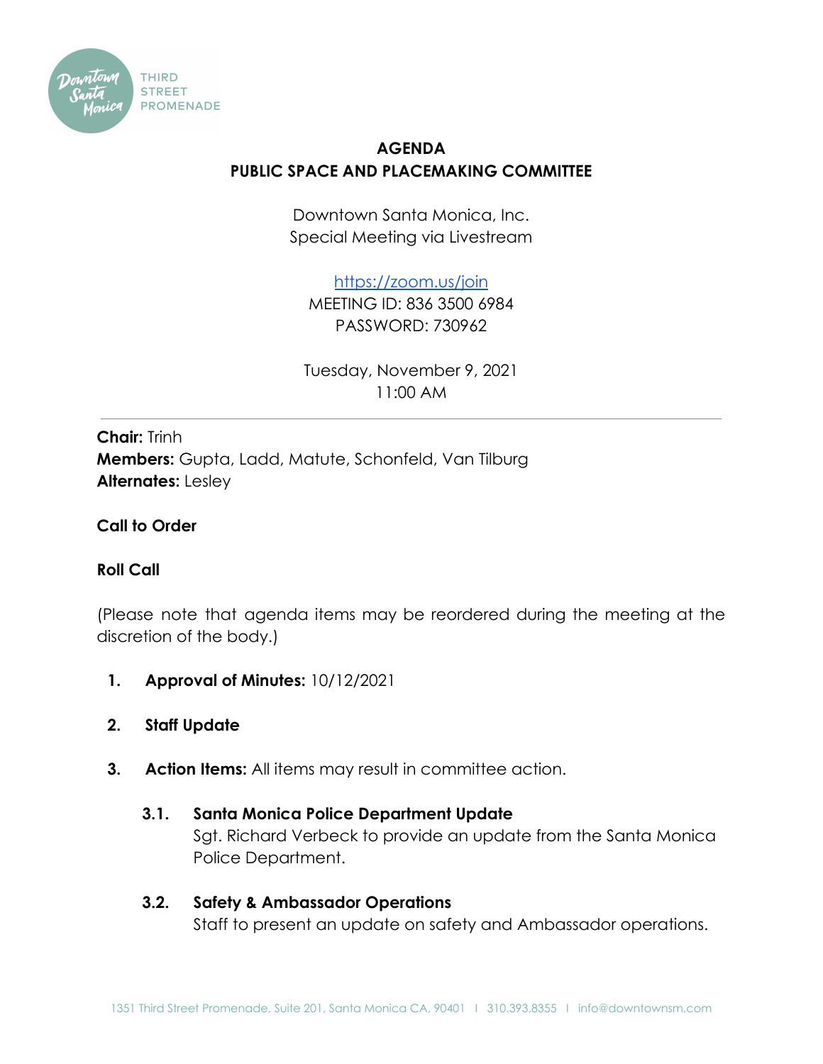# AGENDA
## PUBLIC SPACE AND PLACEMAKING COMMITTEE

Downtown Santa Monica, Inc.
Special Meeting via Livestream

https://zoom.us/join
MEETING ID: 836 3500 6984
PASSWORD: 730962

Tuesday, November 9, 2021
11:00 AM

---

**Chair:** Trinh
**Members:** Gupta, Ladd, Matute, Schonfeld, Van Tilburg
**Alternates:** Lesley

**Call to Order**

**Roll Call**

(Please note that agenda items may be reordered during the meeting at the discretion of the body.)

1. **Approval of Minutes:** 10/12/2021

2. **Staff Update**

3. **Action Items:** All items may result in committee action.

   **3.1. Santa Monica Police Department Update**
   Sgt. Richard Verbeck to provide an update from the Santa Monica Police Department.

   **3.2. Safety & Ambassador Operations**
   Staff to present an update on safety and Ambassador operations.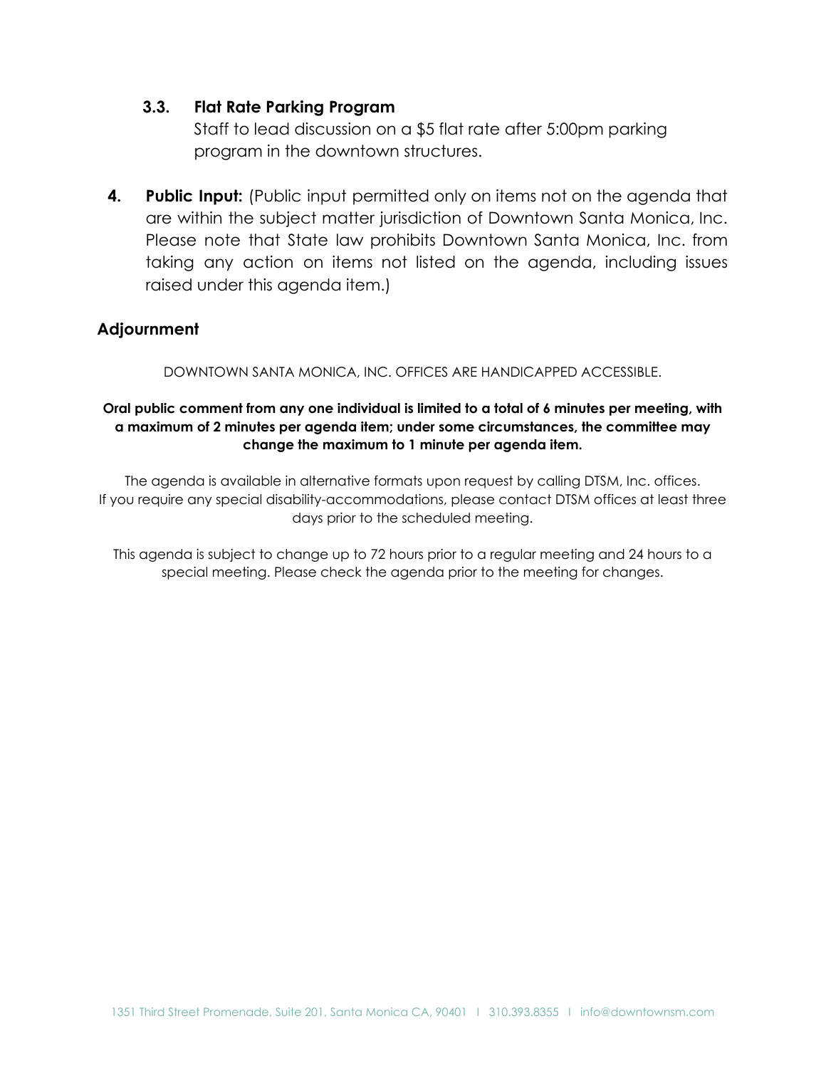**3.3. Flat Rate Parking Program**
Staff to lead discussion on a $5 flat rate after 5:00pm parking program in the downtown structures.

**4. Public Input:** (Public input permitted only on items not on the agenda that are within the subject matter jurisdiction of Downtown Santa Monica, Inc. Please note that State law prohibits Downtown Santa Monica, Inc. from taking any action on items not listed on the agenda, including issues raised under this agenda item.)

**Adjournment**

DOWNTOWN SANTA MONICA, INC. OFFICES ARE HANDICAPPED ACCESSIBLE.

**Oral public comment from any one individual is limited to a total of 6 minutes per meeting, with a maximum of 2 minutes per agenda item; under some circumstances, the committee may change the maximum to 1 minute per agenda item.**

The agenda is available in alternative formats upon request by calling DTSM, Inc. offices. If you require any special disability-accommodations, please contact DTSM offices at least three days prior to the scheduled meeting.

This agenda is subject to change up to 72 hours prior to a regular meeting and 24 hours to a special meeting. Please check the agenda prior to the meeting for changes.

1351 Third Street Promenade, Suite 201, Santa Monica CA, 90401 I 310.393.8355 I info@downtownsm.com